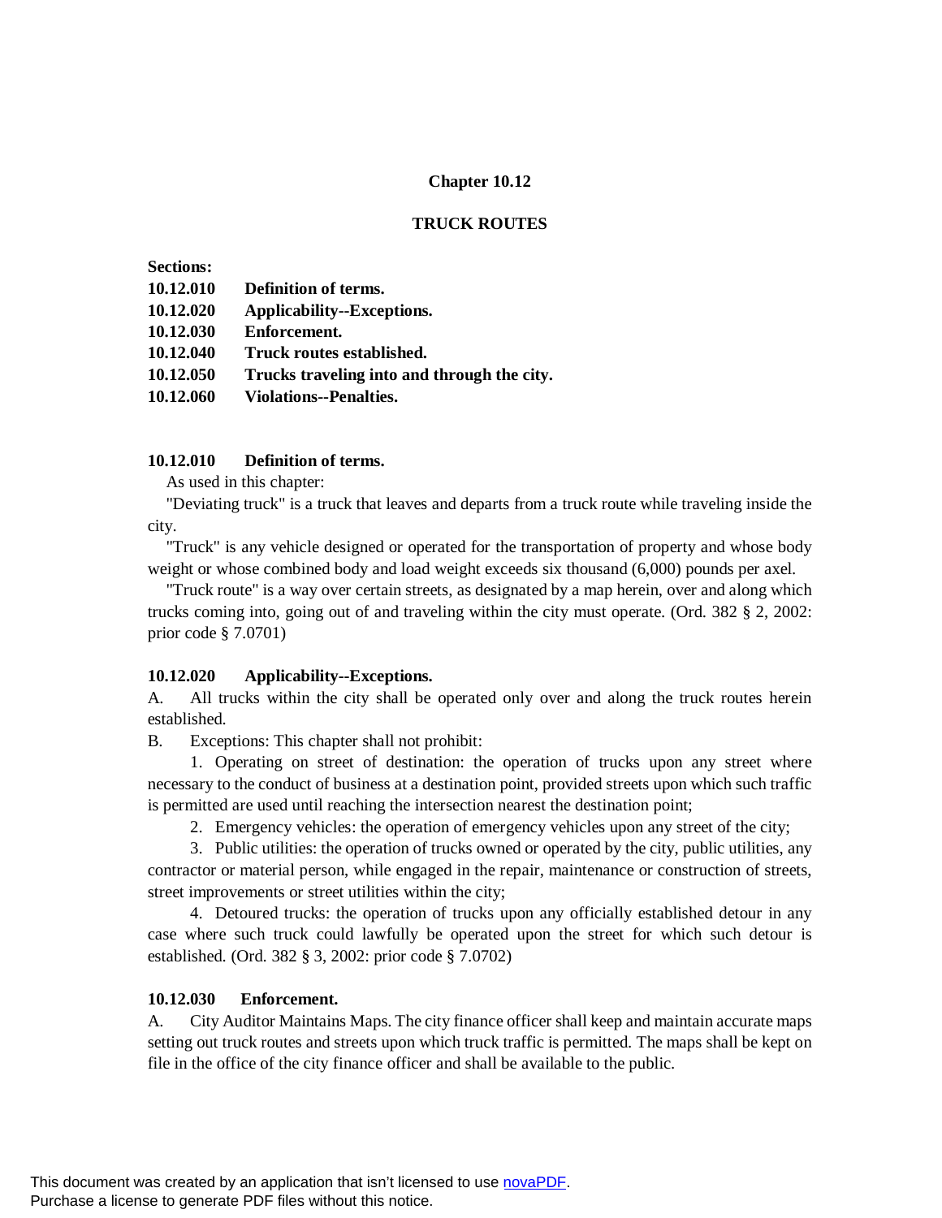# Chapter 10.12

## TRUCK ROUTES

**Sections:**

**10.12.010 Definition of terms.**
**10.12.020 Applicability--Exceptions.**
**10.12.030 Enforcement.**
**10.12.040 Truck routes established.**
**10.12.050 Trucks traveling into and through the city.**
**10.12.060 Violations--Penalties.**

### 10.12.010 Definition of terms.

As used in this chapter:

"Deviating truck" is a truck that leaves and departs from a truck route while traveling inside the city.

"Truck" is any vehicle designed or operated for the transportation of property and whose body weight or whose combined body and load weight exceeds six thousand (6,000) pounds per axel.

"Truck route" is a way over certain streets, as designated by a map herein, over and along which trucks coming into, going out of and traveling within the city must operate. (Ord. 382 § 2, 2002: prior code § 7.0701)

### 10.12.020 Applicability--Exceptions.

A. All trucks within the city shall be operated only over and along the truck routes herein established.

B. Exceptions: This chapter shall not prohibit:

1. Operating on street of destination: the operation of trucks upon any street where necessary to the conduct of business at a destination point, provided streets upon which such traffic is permitted are used until reaching the intersection nearest the destination point;

2. Emergency vehicles: the operation of emergency vehicles upon any street of the city;

3. Public utilities: the operation of trucks owned or operated by the city, public utilities, any contractor or material person, while engaged in the repair, maintenance or construction of streets, street improvements or street utilities within the city;

4. Detoured trucks: the operation of trucks upon any officially established detour in any case where such truck could lawfully be operated upon the street for which such detour is established. (Ord. 382 § 3, 2002: prior code § 7.0702)

### 10.12.030 Enforcement.

A. City Auditor Maintains Maps. The city finance officer shall keep and maintain accurate maps setting out truck routes and streets upon which truck traffic is permitted. The maps shall be kept on file in the office of the city finance officer and shall be available to the public.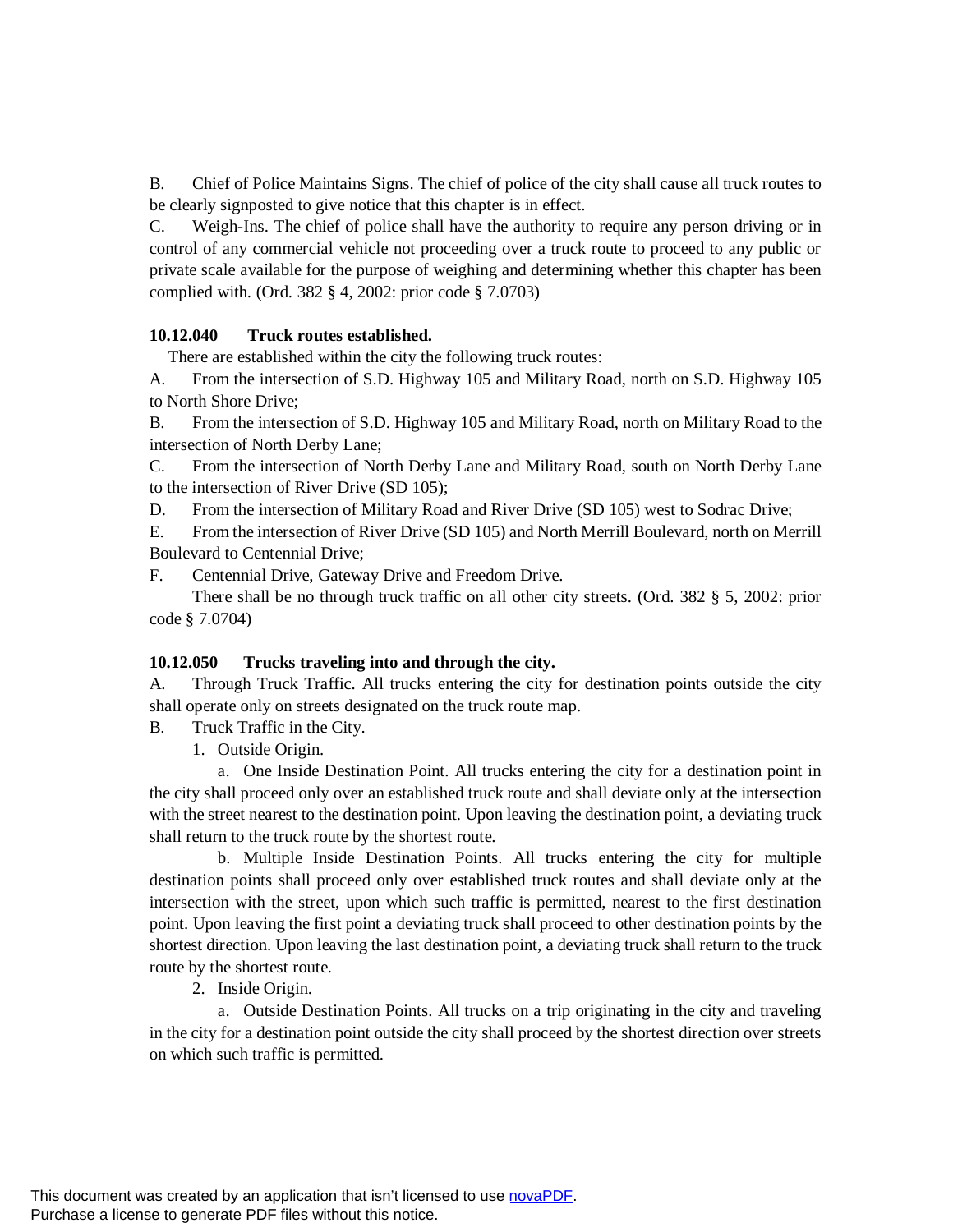B. Chief of Police Maintains Signs. The chief of police of the city shall cause all truck routes to be clearly signposted to give notice that this chapter is in effect.

C. Weigh-Ins. The chief of police shall have the authority to require any person driving or in control of any commercial vehicle not proceeding over a truck route to proceed to any public or private scale available for the purpose of weighing and determining whether this chapter has been complied with. (Ord. 382 § 4, 2002: prior code § 7.0703)

**10.12.040 Truck routes established.**

There are established within the city the following truck routes:

A. From the intersection of S.D. Highway 105 and Military Road, north on S.D. Highway 105 to North Shore Drive;

B. From the intersection of S.D. Highway 105 and Military Road, north on Military Road to the intersection of North Derby Lane;

C. From the intersection of North Derby Lane and Military Road, south on North Derby Lane to the intersection of River Drive (SD 105);

D. From the intersection of Military Road and River Drive (SD 105) west to Sodrac Drive;

E. From the intersection of River Drive (SD 105) and North Merrill Boulevard, north on Merrill Boulevard to Centennial Drive;

F. Centennial Drive, Gateway Drive and Freedom Drive.

There shall be no through truck traffic on all other city streets. (Ord. 382 § 5, 2002: prior code § 7.0704)

**10.12.050 Trucks traveling into and through the city.**

A. Through Truck Traffic. All trucks entering the city for destination points outside the city shall operate only on streets designated on the truck route map.

B. Truck Traffic in the City.

1. Outside Origin.

a. One Inside Destination Point. All trucks entering the city for a destination point in the city shall proceed only over an established truck route and shall deviate only at the intersection with the street nearest to the destination point. Upon leaving the destination point, a deviating truck shall return to the truck route by the shortest route.

b. Multiple Inside Destination Points. All trucks entering the city for multiple destination points shall proceed only over established truck routes and shall deviate only at the intersection with the street, upon which such traffic is permitted, nearest to the first destination point. Upon leaving the first point a deviating truck shall proceed to other destination points by the shortest direction. Upon leaving the last destination point, a deviating truck shall return to the truck route by the shortest route.

2. Inside Origin.

a. Outside Destination Points. All trucks on a trip originating in the city and traveling in the city for a destination point outside the city shall proceed by the shortest direction over streets on which such traffic is permitted.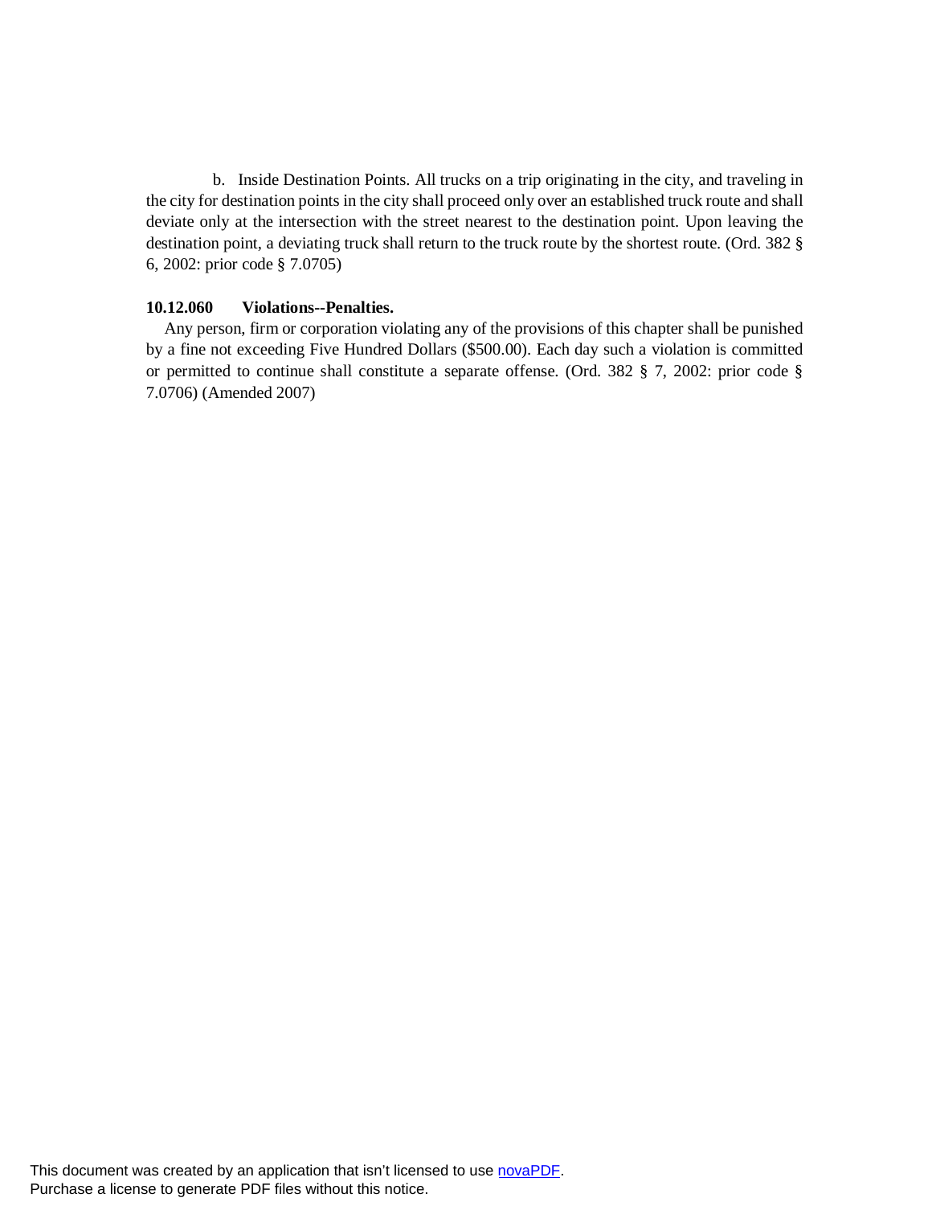b. Inside Destination Points. All trucks on a trip originating in the city, and traveling in the city for destination points in the city shall proceed only over an established truck route and shall deviate only at the intersection with the street nearest to the destination point. Upon leaving the destination point, a deviating truck shall return to the truck route by the shortest route. (Ord. 382 § 6, 2002: prior code § 7.0705)

**10.12.060 Violations--Penalties.**

Any person, firm or corporation violating any of the provisions of this chapter shall be punished by a fine not exceeding Five Hundred Dollars ($500.00). Each day such a violation is committed or permitted to continue shall constitute a separate offense. (Ord. 382 § 7, 2002: prior code § 7.0706) (Amended 2007)